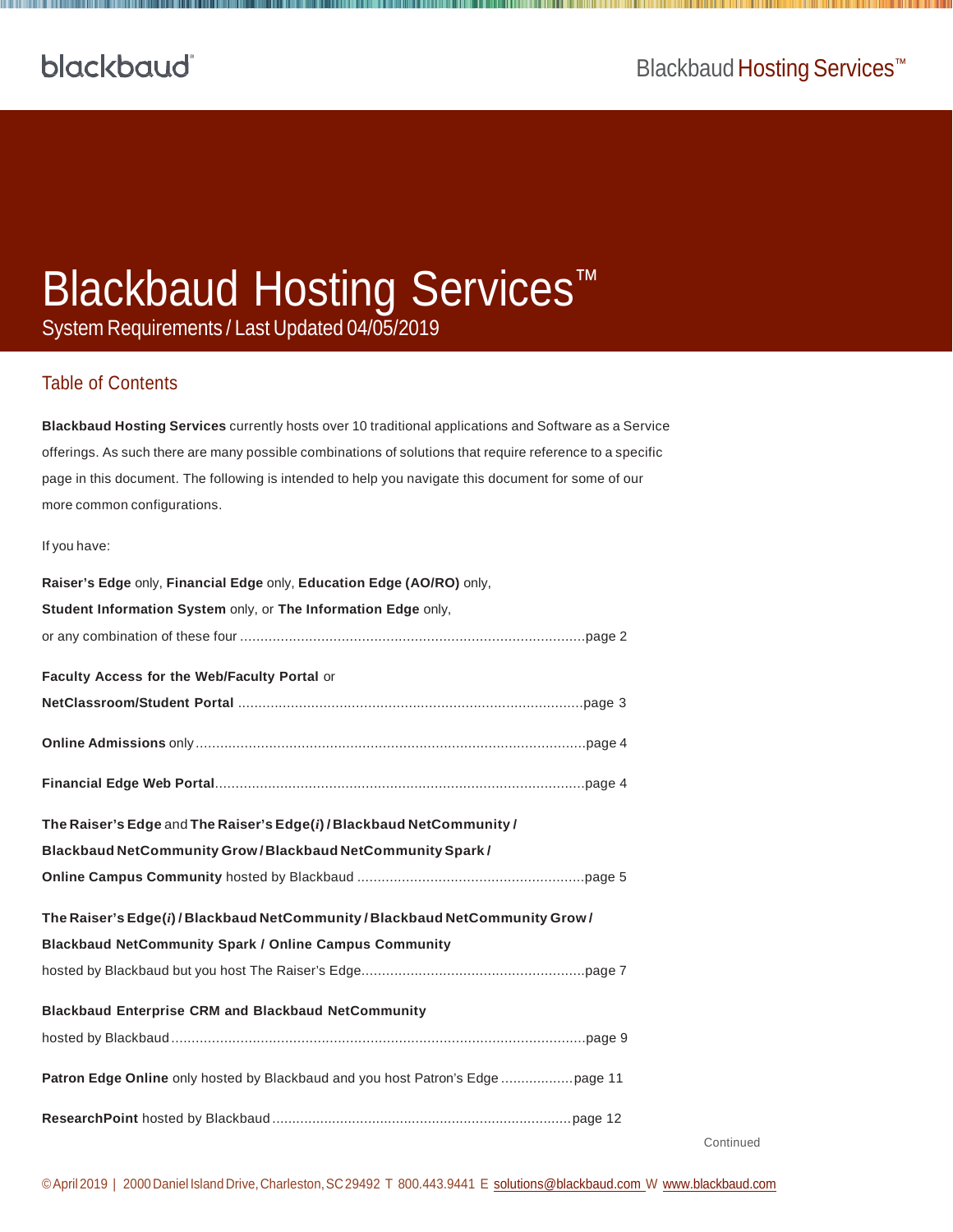# Blackbaud Hosting Services™

System Requirements / Last Updated 04/05/2019

## Table of Contents

**Blackbaud Hosting Services** currently hosts over 10 traditional applications and Software as a Service offerings. As such there are many possible combinations of solutions that require reference to a specific page in this document. The following is intended to help you navigate this document for some of our more common configurations.

If you have:

**Raiser's Edge** only, **Financial Edge** only, **Education Edge (AO/RO)** only, **Student Information System** only, or **The Information Edge** only, or any combination of these four ..................................................page 2

**Faculty Access for the Web/Faculty Portal** or **NetClassroom/Student Portal** ..................................................page 3

**Online Admissions** only ..................................................page 4

**Financial Edge Web Portal** ..................................................page 4

**The Raiser's Edge** and **The Raiser's Edge(*i*) / Blackbaud NetCommunity / Blackbaud NetCommunity Grow / Blackbaud NetCommunity Spark / Online Campus Community** hosted by Blackbaud ..................................................page 5

**The Raiser's Edge(*i*) / Blackbaud NetCommunity / Blackbaud NetCommunity Grow / Blackbaud NetCommunity Spark / Online Campus Community** hosted by Blackbaud but you host The Raiser's Edge..................................................page 7

**Blackbaud Enterprise CRM and Blackbaud NetCommunity** hosted by Blackbaud ..................................................page 9

**Patron Edge Online** only hosted by Blackbaud and you host Patron's Edge ..................page 11

**ResearchPoint** hosted by Blackbaud ..................................................page 12

Continued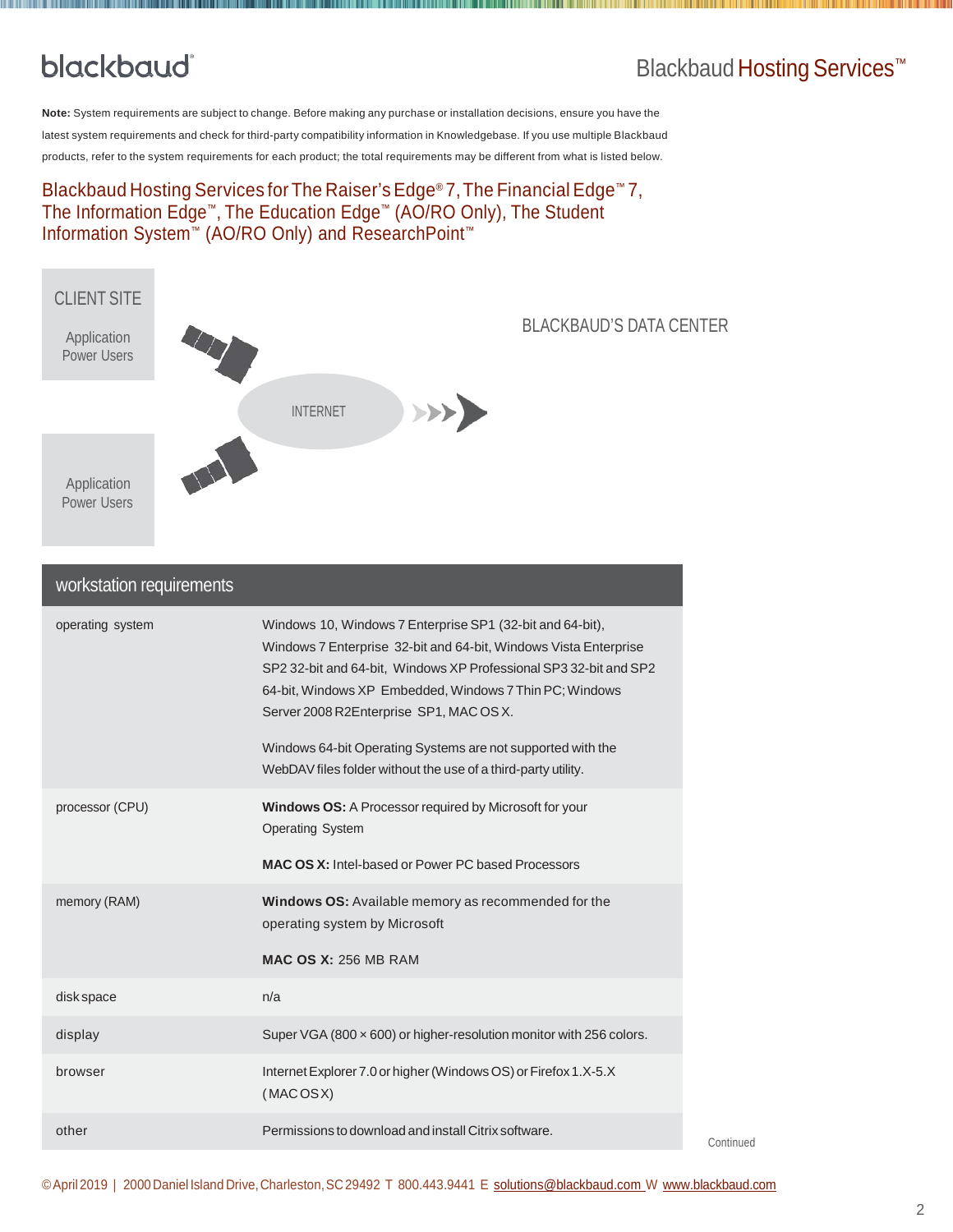**Note:** System requirements are subject to change. Before making any purchase or installation decisions, ensure you have the latest system requirements and check for third-party compatibility information in Knowledgebase. If you use multiple Blackbaud products, refer to the system requirements for each product; the total requirements may be different from what is listed below.

## Blackbaud Hosting Services for The Raiser's Edge® 7, The Financial Edge™ 7, The Information Edge™, The Education Edge™ (AO/RO Only), The Student Information System™ (AO/RO Only) and ResearchPoint™

CLIENT SITE

Application Power Users

INTERNET

BLACKBAUD'S DATA CENTER

Application Power Users

| workstation requirements | |
|---|---|
| operating system | Windows 10, Windows 7 Enterprise SP1 (32-bit and 64-bit), Windows 7 Enterprise 32-bit and 64-bit, Windows Vista Enterprise SP2 32-bit and 64-bit, Windows XP Professional SP3 32-bit and SP2 64-bit, Windows XP Embedded, Windows 7 Thin PC; Windows Server 2008 R2Enterprise SP1, MAC OS X.<br><br>Windows 64-bit Operating Systems are not supported with the WebDAV files folder without the use of a third-party utility. |
| processor (CPU) | **Windows OS:** A Processor required by Microsoft for your Operating System<br><br>**MAC OS X:** Intel-based or Power PC based Processors |
| memory (RAM) | **Windows OS:** Available memory as recommended for the operating system by Microsoft<br><br>**MAC OS X:** 256 MB RAM |
| disk space | n/a |
| display | Super VGA (800 × 600) or higher-resolution monitor with 256 colors. |
| browser | Internet Explorer 7.0 or higher (Windows OS) or Firefox 1.X-5.X (MAC OS X) |
| other | Permissions to download and install Citrix software. |

Continued

©April 2019 | 2000 Daniel Island Drive, Charleston, SC 29492 T 800.443.9441 E solutions@blackbaud.com W www.blackbaud.com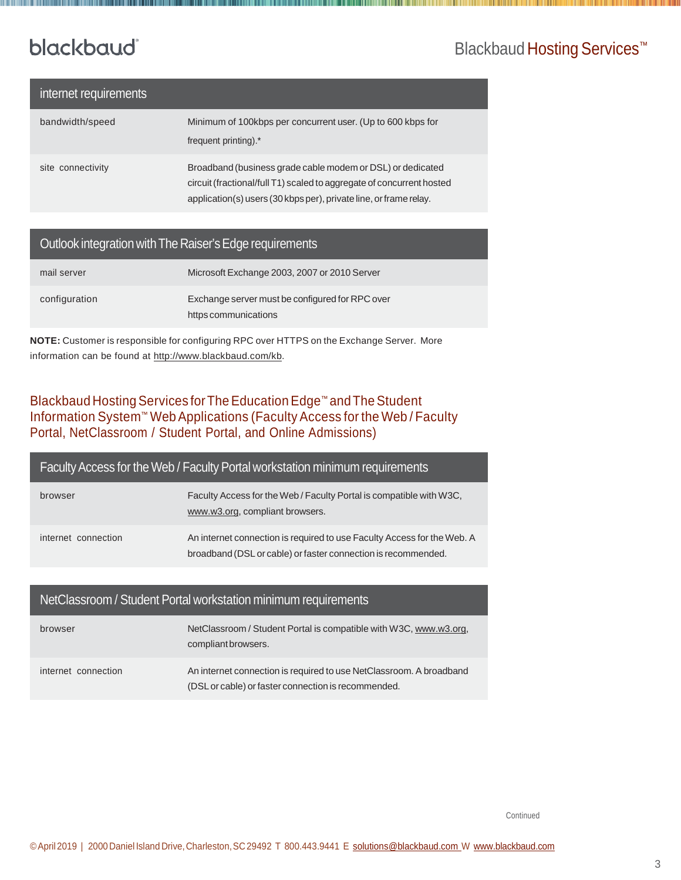| internet requirements | |
|---|---|
| bandwidth/speed | Minimum of 100kbps per concurrent user. (Up to 600 kbps for frequent printing).* |
| site connectivity | Broadband (business grade cable modem or DSL) or dedicated circuit (fractional/full T1) scaled to aggregate of concurrent hosted application(s) users (30 kbps per), private line, or frame relay. |

| Outlook integration with The Raiser's Edge requirements | |
|---|---|
| mail server | Microsoft Exchange 2003, 2007 or 2010 Server |
| configuration | Exchange server must be configured for RPC over https communications |

**NOTE:** Customer is responsible for configuring RPC over HTTPS on the Exchange Server. More information can be found at http://www.blackbaud.com/kb.

## Blackbaud Hosting Services for The Education Edge™ and The Student Information System™ Web Applications (Faculty Access for the Web / Faculty Portal, NetClassroom / Student Portal, and Online Admissions)

| Faculty Access for the Web / Faculty Portal workstation minimum requirements | |
|---|---|
| browser | Faculty Access for the Web / Faculty Portal is compatible with W3C, www.w3.org, compliant browsers. |
| internet connection | An internet connection is required to use Faculty Access for the Web. A broadband (DSL or cable) or faster connection is recommended. |

| NetClassroom / Student Portal workstation minimum requirements | |
|---|---|
| browser | NetClassroom / Student Portal is compatible with W3C, www.w3.org, compliant browsers. |
| internet connection | An internet connection is required to use NetClassroom. A broadband (DSL or cable) or faster connection is recommended. |

Continued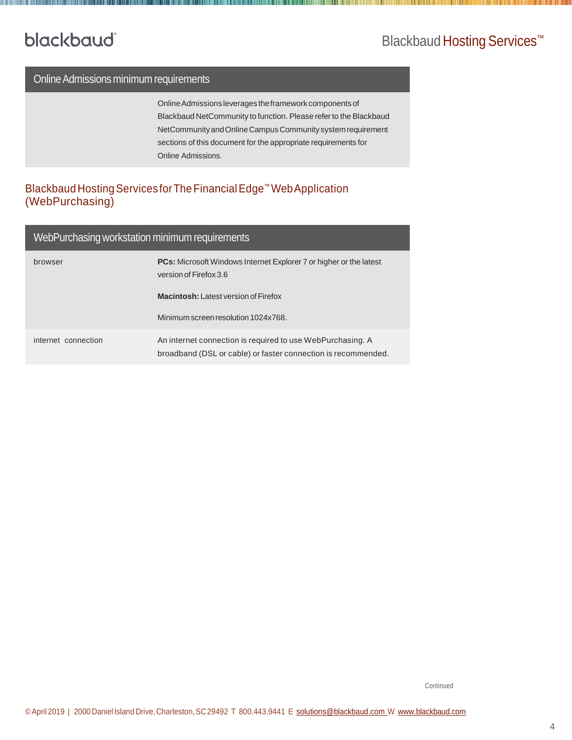| Online Admissions minimum requirements | |
|---|---|
| | Online Admissions leverages the framework components of Blackbaud NetCommunity to function. Please refer to the Blackbaud NetCommunity and Online Campus Community system requirement sections of this document for the appropriate requirements for Online Admissions. |

## Blackbaud Hosting Services for The Financial Edge™ Web Application (WebPurchasing)

| WebPurchasing workstation minimum requirements | |
|---|---|
| browser | **PCs:** Microsoft Windows Internet Explorer 7 or higher or the latest version of Firefox 3.6<br><br>**Macintosh:** Latest version of Firefox<br><br>Minimum screen resolution 1024x768. |
| internet connection | An internet connection is required to use WebPurchasing. A broadband (DSL or cable) or faster connection is recommended. |

Continued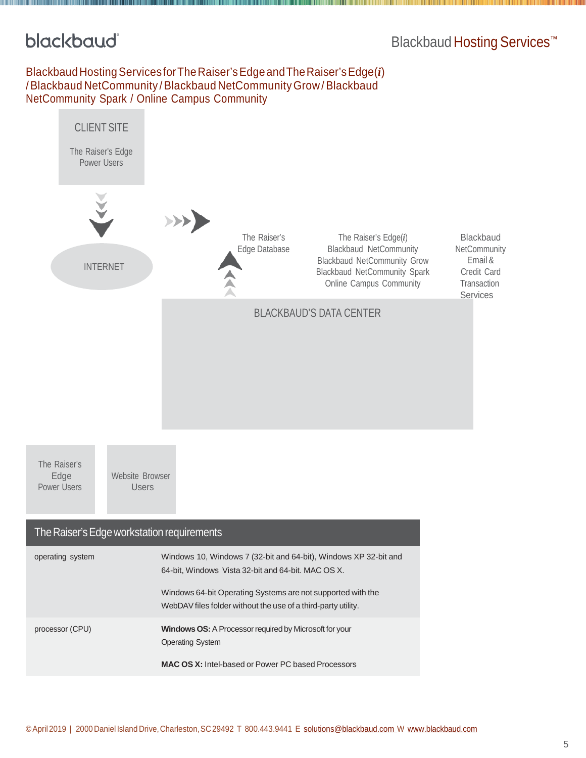## Blackbaud Hosting Services for The Raiser's Edge and The Raiser's Edge(*i*) / Blackbaud NetCommunity / Blackbaud NetCommunity Grow / Blackbaud NetCommunity Spark / Online Campus Community

CLIENT SITE

The Raiser's Edge Power Users

INTERNET

The Raiser's Edge Database

The Raiser's Edge(*i*)
Blackbaud NetCommunity
Blackbaud NetCommunity Grow
Blackbaud NetCommunity Spark
Online Campus Community

Blackbaud NetCommunity Email & Credit Card Transaction Services

BLACKBAUD'S DATA CENTER

The Raiser's Edge Power Users

Website Browser Users

| The Raiser's Edge workstation requirements | |
|---|---|
| operating system | Windows 10, Windows 7 (32-bit and 64-bit), Windows XP 32-bit and 64-bit, Windows Vista 32-bit and 64-bit. MAC OS X.<br><br>Windows 64-bit Operating Systems are not supported with the WebDAV files folder without the use of a third-party utility. |
| processor (CPU) | **Windows OS:** A Processor required by Microsoft for your Operating System<br><br>**MAC OS X:** Intel-based or Power PC based Processors |

©April 2019 | 2000 Daniel Island Drive, Charleston, SC 29492 T 800.443.9441 E solutions@blackbaud.com W www.blackbaud.com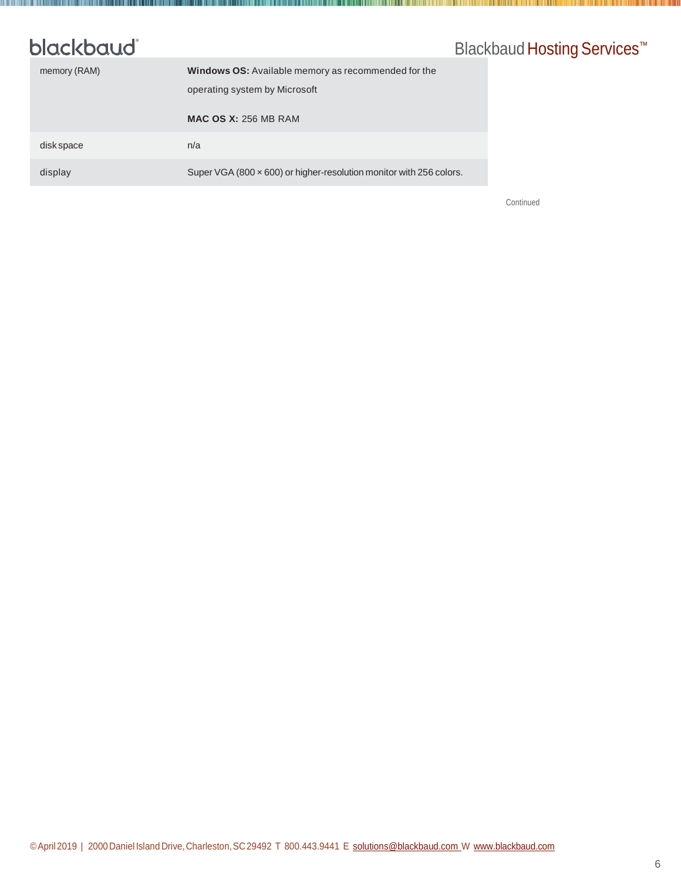| | |
|---|---|
| memory (RAM) | **Windows OS:** Available memory as recommended for the operating system by Microsoft<br><br>**MAC OS X:** 256 MB RAM |
| disk space | n/a |
| display | Super VGA (800 × 600) or higher-resolution monitor with 256 colors. |

Continued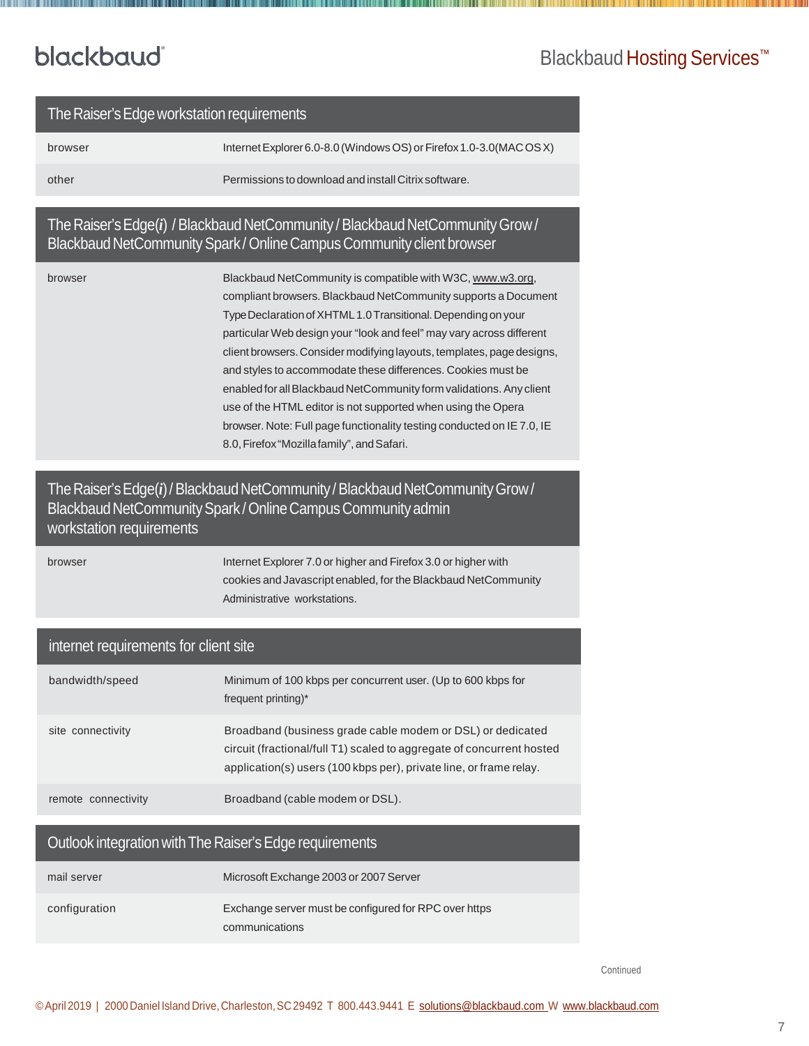| The Raiser's Edge workstation requirements | |
|---|---|
| browser | Internet Explorer 6.0-8.0 (Windows OS) or Firefox 1.0-3.0(MAC OS X) |
| other | Permissions to download and install Citrix software. |

| The Raiser's Edge(*i*) / Blackbaud NetCommunity / Blackbaud NetCommunity Grow / Blackbaud NetCommunity Spark / Online Campus Community client browser | |
|---|---|
| browser | Blackbaud NetCommunity is compatible with W3C, www.w3.org, compliant browsers. Blackbaud NetCommunity supports a Document Type Declaration of XHTML 1.0 Transitional. Depending on your particular Web design your "look and feel" may vary across different client browsers. Consider modifying layouts, templates, page designs, and styles to accommodate these differences. Cookies must be enabled for all Blackbaud NetCommunity form validations. Any client use of the HTML editor is not supported when using the Opera browser. Note: Full page functionality testing conducted on IE 7.0, IE 8.0, Firefox "Mozilla family", and Safari. |

| The Raiser's Edge(*i*) / Blackbaud NetCommunity / Blackbaud NetCommunity Grow / Blackbaud NetCommunity Spark / Online Campus Community admin workstation requirements | |
|---|---|
| browser | Internet Explorer 7.0 or higher and Firefox 3.0 or higher with cookies and Javascript enabled, for the Blackbaud NetCommunity Administrative workstations. |

| internet requirements for client site | |
|---|---|
| bandwidth/speed | Minimum of 100 kbps per concurrent user. (Up to 600 kbps for frequent printing)* |
| site connectivity | Broadband (business grade cable modem or DSL) or dedicated circuit (fractional/full T1) scaled to aggregate of concurrent hosted application(s) users (100 kbps per), private line, or frame relay. |
| remote connectivity | Broadband (cable modem or DSL). |

| Outlook integration with The Raiser's Edge requirements | |
|---|---|
| mail server | Microsoft Exchange 2003 or 2007 Server |
| configuration | Exchange server must be configured for RPC over https communications |

Continued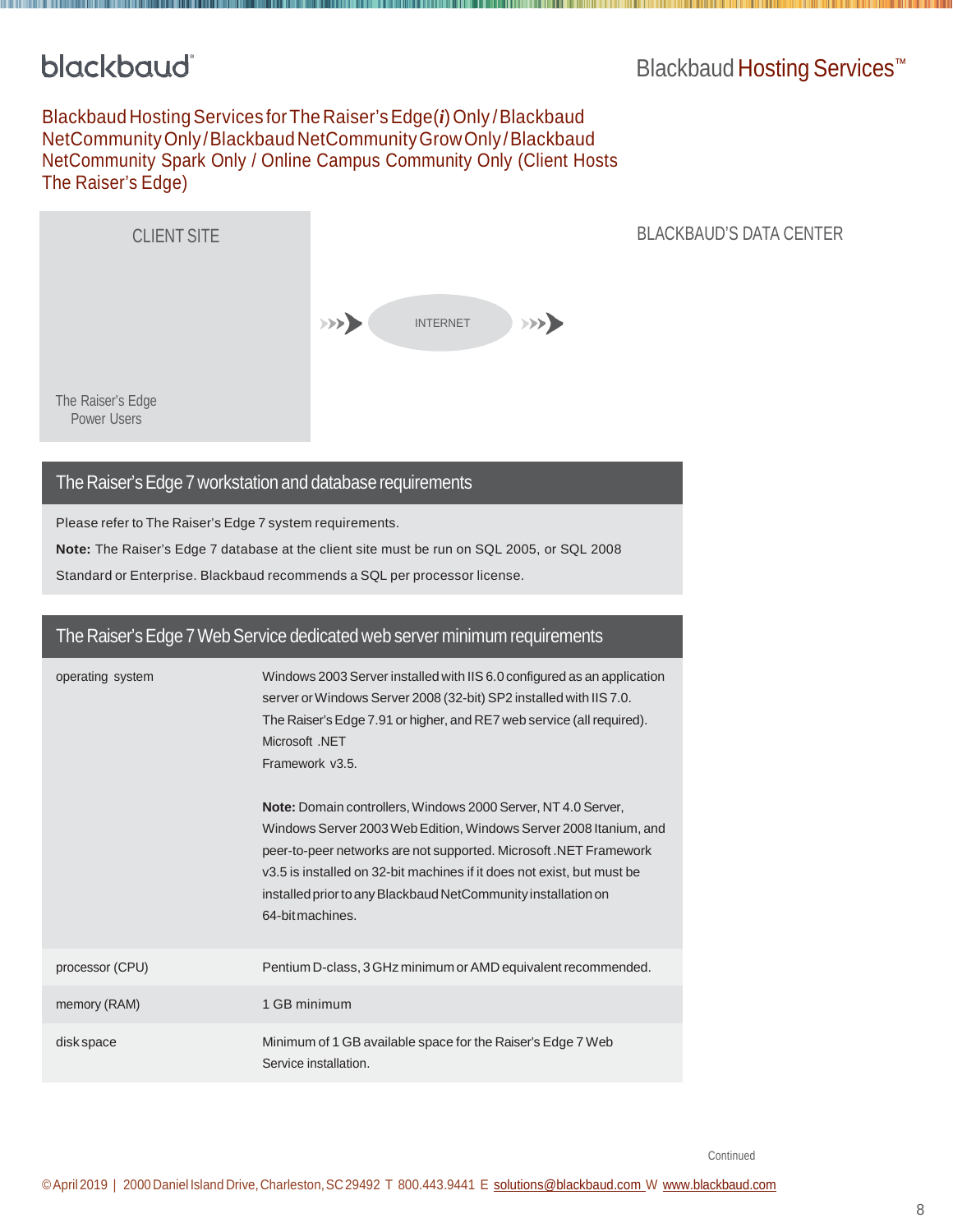## Blackbaud Hosting Services for The Raiser's Edge(*i*) Only / Blackbaud NetCommunity Only / Blackbaud NetCommunity Grow Only / Blackbaud NetCommunity Spark Only / Online Campus Community Only (Client Hosts The Raiser's Edge)

CLIENT SITE

The Raiser's Edge Power Users

INTERNET

BLACKBAUD'S DATA CENTER

### The Raiser's Edge 7 workstation and database requirements

Please refer to The Raiser's Edge 7 system requirements.

**Note:** The Raiser's Edge 7 database at the client site must be run on SQL 2005, or SQL 2008 Standard or Enterprise. Blackbaud recommends a SQL per processor license.

### The Raiser's Edge 7 Web Service dedicated web server minimum requirements

| | |
|---|---|
| operating system | Windows 2003 Server installed with IIS 6.0 configured as an application server or Windows Server 2008 (32-bit) SP2 installed with IIS 7.0. The Raiser's Edge 7.91 or higher, and RE7 web service (all required). Microsoft .NET Framework v3.5.<br><br>**Note:** Domain controllers, Windows 2000 Server, NT 4.0 Server, Windows Server 2003 Web Edition, Windows Server 2008 Itanium, and peer-to-peer networks are not supported. Microsoft .NET Framework v3.5 is installed on 32-bit machines if it does not exist, but must be installed prior to any Blackbaud NetCommunity installation on 64-bit machines. |
| processor (CPU) | Pentium D-class, 3 GHz minimum or AMD equivalent recommended. |
| memory (RAM) | 1 GB minimum |
| disk space | Minimum of 1 GB available space for the Raiser's Edge 7 Web Service installation. |

Continued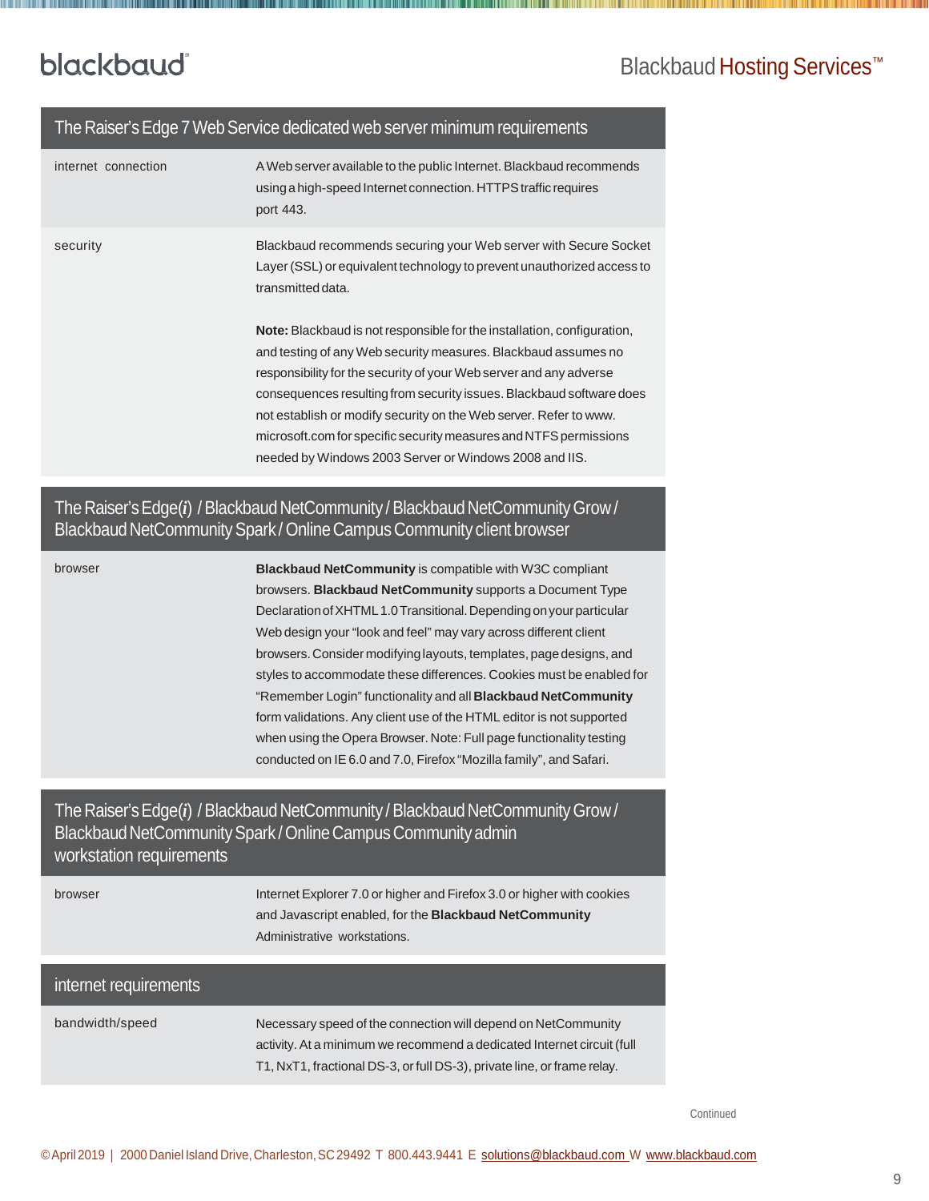| The Raiser's Edge 7 Web Service dedicated web server minimum requirements | |
|---|---|
| internet connection | A Web server available to the public Internet. Blackbaud recommends using a high-speed Internet connection. HTTPS traffic requires port 443. |
| security | Blackbaud recommends securing your Web server with Secure Socket Layer (SSL) or equivalent technology to prevent unauthorized access to transmitted data.<br><br>**Note:** Blackbaud is not responsible for the installation, configuration, and testing of any Web security measures. Blackbaud assumes no responsibility for the security of your Web server and any adverse consequences resulting from security issues. Blackbaud software does not establish or modify security on the Web server. Refer to www.microsoft.com for specific security measures and NTFS permissions needed by Windows 2003 Server or Windows 2008 and IIS. |

| The Raiser's Edge(*i*) / Blackbaud NetCommunity / Blackbaud NetCommunity Grow / Blackbaud NetCommunity Spark / Online Campus Community client browser | |
|---|---|
| browser | **Blackbaud NetCommunity** is compatible with W3C compliant browsers. **Blackbaud NetCommunity** supports a Document Type Declaration of XHTML 1.0 Transitional. Depending on your particular Web design your "look and feel" may vary across different client browsers. Consider modifying layouts, templates, page designs, and styles to accommodate these differences. Cookies must be enabled for "Remember Login" functionality and all **Blackbaud NetCommunity** form validations. Any client use of the HTML editor is not supported when using the Opera Browser. Note: Full page functionality testing conducted on IE 6.0 and 7.0, Firefox "Mozilla family", and Safari. |

| The Raiser's Edge(*i*) / Blackbaud NetCommunity / Blackbaud NetCommunity Grow / Blackbaud NetCommunity Spark / Online Campus Community admin workstation requirements | |
|---|---|
| browser | Internet Explorer 7.0 or higher and Firefox 3.0 or higher with cookies and Javascript enabled, for the **Blackbaud NetCommunity** Administrative workstations. |

| internet requirements | |
|---|---|
| bandwidth/speed | Necessary speed of the connection will depend on NetCommunity activity. At a minimum we recommend a dedicated Internet circuit (full T1, NxT1, fractional DS-3, or full DS-3), private line, or frame relay. |

Continued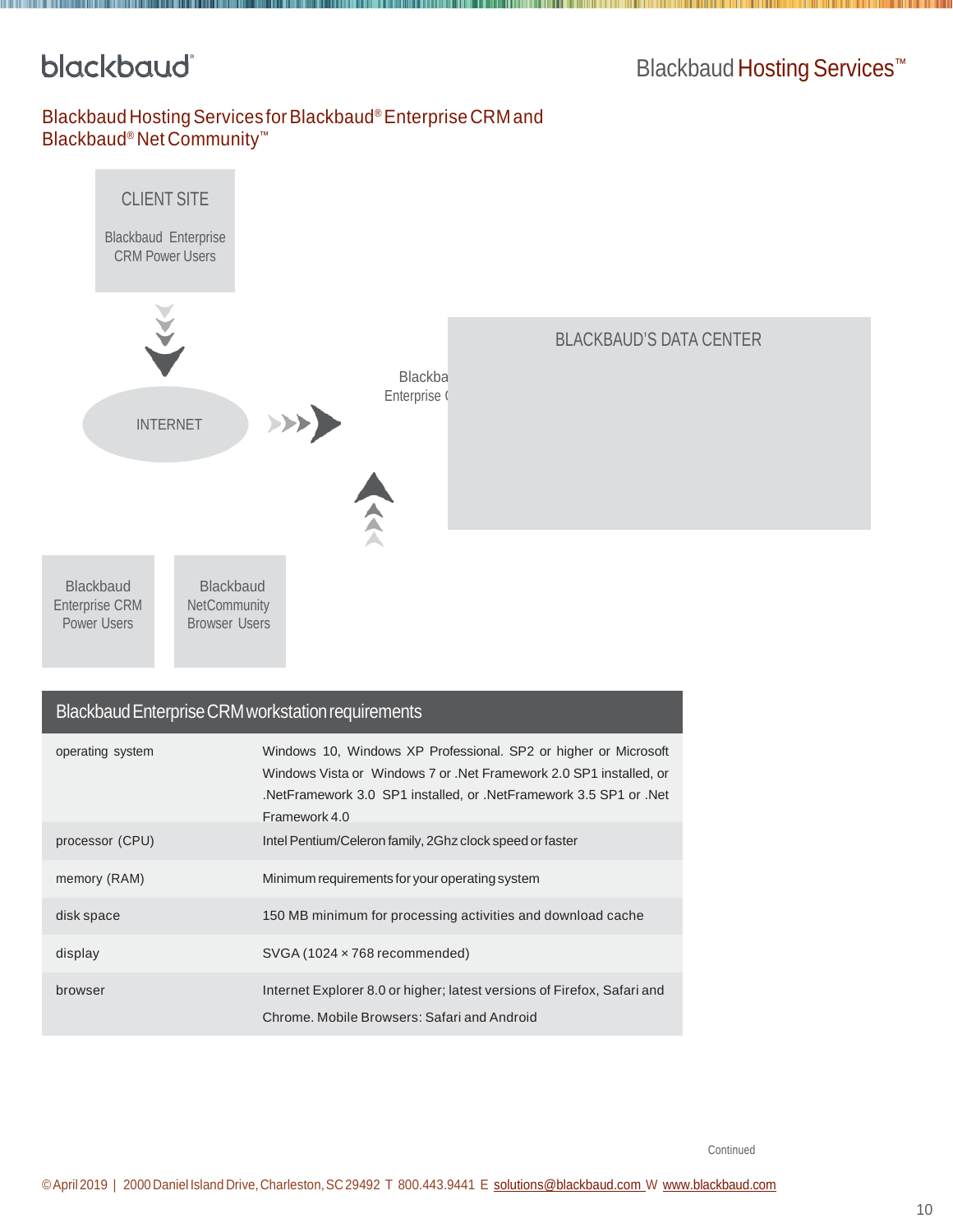## Blackbaud Hosting Services for Blackbaud® Enterprise CRM and Blackbaud® Net Community™

CLIENT SITE

Blackbaud Enterprise CRM Power Users

INTERNET

Blackba
Enterprise (

BLACKBAUD'S DATA CENTER

Blackbaud Enterprise CRM Power Users

Blackbaud NetCommunity Browser Users

| Blackbaud Enterprise CRM workstation requirements | |
|---|---|
| operating system | Windows 10, Windows XP Professional. SP2 or higher or Microsoft Windows Vista or Windows 7 or .Net Framework 2.0 SP1 installed, or .NetFramework 3.0 SP1 installed, or .NetFramework 3.5 SP1 or .Net Framework 4.0 |
| processor (CPU) | Intel Pentium/Celeron family, 2Ghz clock speed or faster |
| memory (RAM) | Minimum requirements for your operating system |
| disk space | 150 MB minimum for processing activities and download cache |
| display | SVGA (1024 × 768 recommended) |
| browser | Internet Explorer 8.0 or higher; latest versions of Firefox, Safari and Chrome. Mobile Browsers: Safari and Android |

Continued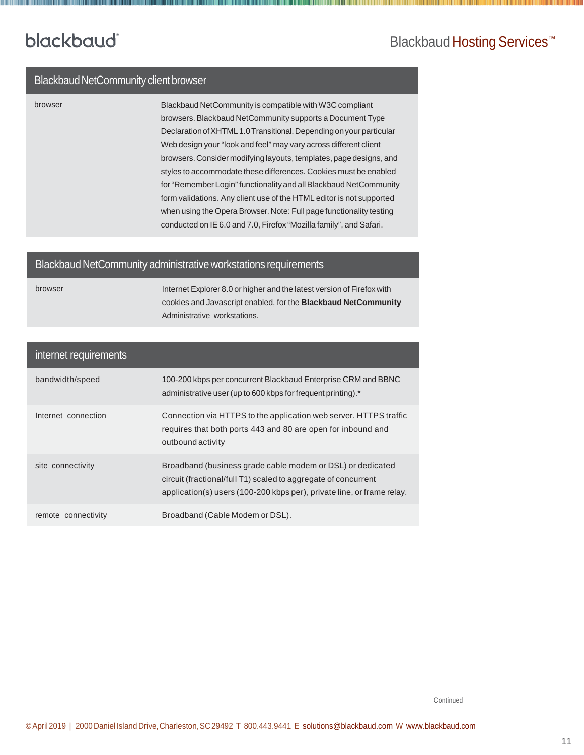| Blackbaud NetCommunity client browser | |
|---|---|
| browser | Blackbaud NetCommunity is compatible with W3C compliant browsers. Blackbaud NetCommunity supports a Document Type Declaration of XHTML 1.0 Transitional. Depending on your particular Web design your "look and feel" may vary across different client browsers. Consider modifying layouts, templates, page designs, and styles to accommodate these differences. Cookies must be enabled for "Remember Login" functionality and all Blackbaud NetCommunity form validations. Any client use of the HTML editor is not supported when using the Opera Browser. Note: Full page functionality testing conducted on IE 6.0 and 7.0, Firefox "Mozilla family", and Safari. |

| Blackbaud NetCommunity administrative workstations requirements | |
|---|---|
| browser | Internet Explorer 8.0 or higher and the latest version of Firefox with cookies and Javascript enabled, for the **Blackbaud NetCommunity** Administrative workstations. |

| internet requirements | |
|---|---|
| bandwidth/speed | 100-200 kbps per concurrent Blackbaud Enterprise CRM and BBNC administrative user (up to 600 kbps for frequent printing).* |
| Internet connection | Connection via HTTPS to the application web server. HTTPS traffic requires that both ports 443 and 80 are open for inbound and outbound activity |
| site connectivity | Broadband (business grade cable modem or DSL) or dedicated circuit (fractional/full T1) scaled to aggregate of concurrent application(s) users (100-200 kbps per), private line, or frame relay. |
| remote connectivity | Broadband (Cable Modem or DSL). |

Continued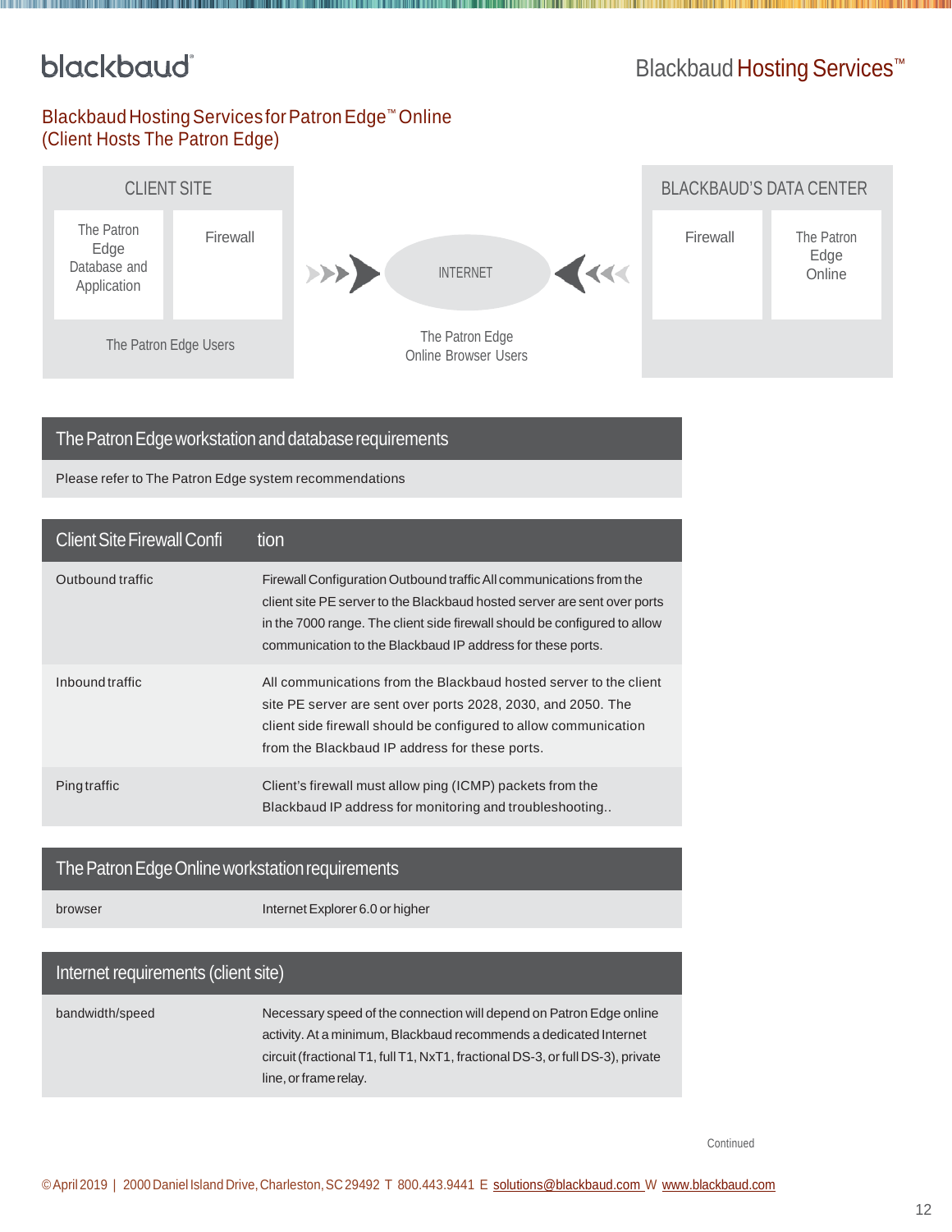## Blackbaud Hosting Services for Patron Edge™ Online (Client Hosts The Patron Edge)

CLIENT SITE

The Patron Edge Database and Application

Firewall

The Patron Edge Users

INTERNET

The Patron Edge Online Browser Users

BLACKBAUD'S DATA CENTER

Firewall

The Patron Edge Online

| The Patron Edge workstation and database requirements |
|---|
| Please refer to The Patron Edge system recommendations |

| Client Site Firewall Confi | tion |
|---|---|
| Outbound traffic | Firewall Configuration Outbound traffic All communications from the client site PE server to the Blackbaud hosted server are sent over ports in the 7000 range. The client side firewall should be configured to allow communication to the Blackbaud IP address for these ports. |
| Inbound traffic | All communications from the Blackbaud hosted server to the client site PE server are sent over ports 2028, 2030, and 2050. The client side firewall should be configured to allow communication from the Blackbaud IP address for these ports. |
| Ping traffic | Client's firewall must allow ping (ICMP) packets from the Blackbaud IP address for monitoring and troubleshooting.. |

| The Patron Edge Online workstation requirements | |
|---|---|
| browser | Internet Explorer 6.0 or higher |

| Internet requirements (client site) | |
|---|---|
| bandwidth/speed | Necessary speed of the connection will depend on Patron Edge online activity. At a minimum, Blackbaud recommends a dedicated Internet circuit (fractional T1, full T1, NxT1, fractional DS-3, or full DS-3), private line, or frame relay. |

Continued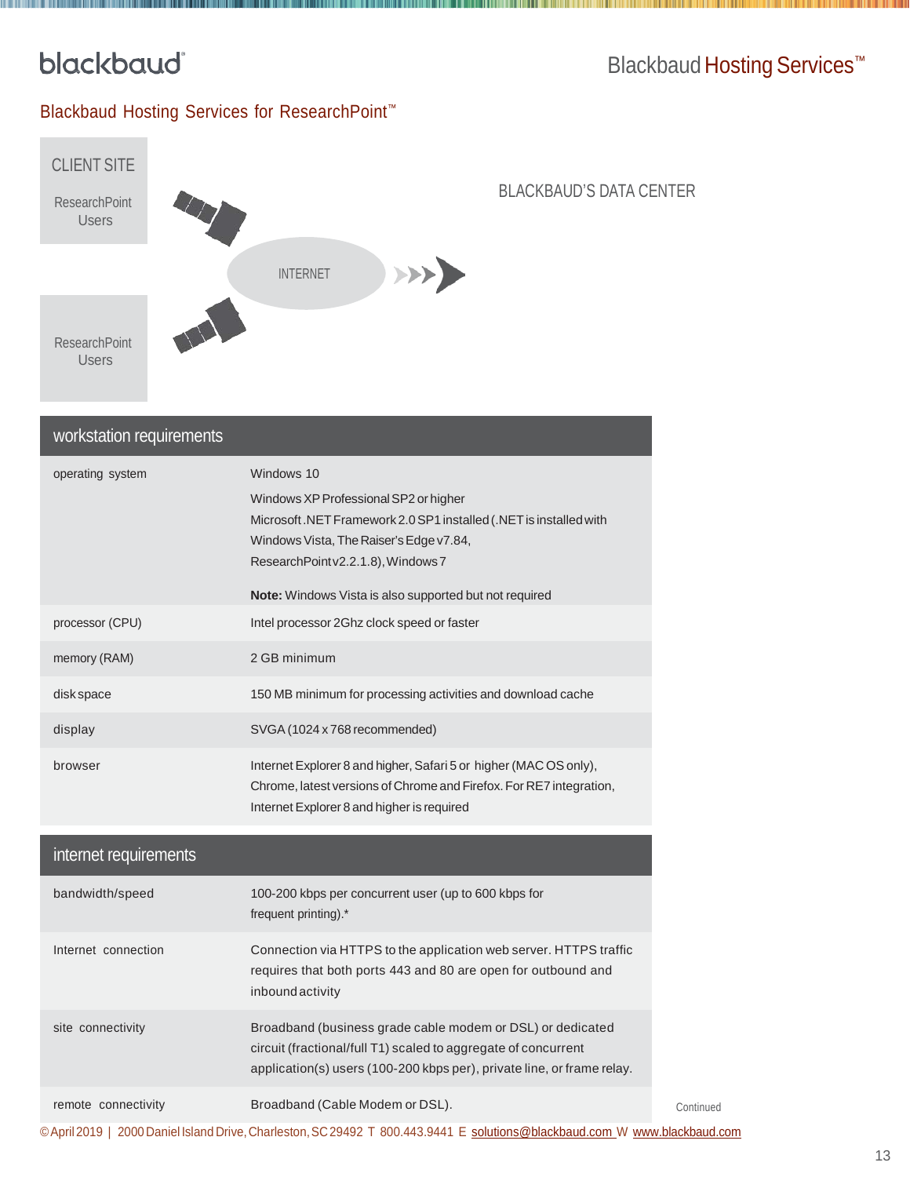## Blackbaud Hosting Services for ResearchPoint™

CLIENT SITE

ResearchPoint Users

ResearchPoint Users

INTERNET

BLACKBAUD'S DATA CENTER

| workstation requirements | |
|---|---|
| operating system | Windows 10<br>Windows XP Professional SP2 or higher<br>Microsoft .NET Framework 2.0 SP1 installed (.NET is installed with Windows Vista, The Raiser's Edge v7.84, ResearchPoint v2.2.1.8), Windows 7<br>**Note:** Windows Vista is also supported but not required |
| processor (CPU) | Intel processor 2Ghz clock speed or faster |
| memory (RAM) | 2 GB minimum |
| disk space | 150 MB minimum for processing activities and download cache |
| display | SVGA (1024 x 768 recommended) |
| browser | Internet Explorer 8 and higher, Safari 5 or higher (MAC OS only), Chrome, latest versions of Chrome and Firefox. For RE7 integration, Internet Explorer 8 and higher is required |

| internet requirements | |
|---|---|
| bandwidth/speed | 100-200 kbps per concurrent user (up to 600 kbps for frequent printing).* |
| Internet connection | Connection via HTTPS to the application web server. HTTPS traffic requires that both ports 443 and 80 are open for outbound and inbound activity |
| site connectivity | Broadband (business grade cable modem or DSL) or dedicated circuit (fractional/full T1) scaled to aggregate of concurrent application(s) users (100-200 kbps per), private line, or frame relay. |
| remote connectivity | Broadband (Cable Modem or DSL). |

Continued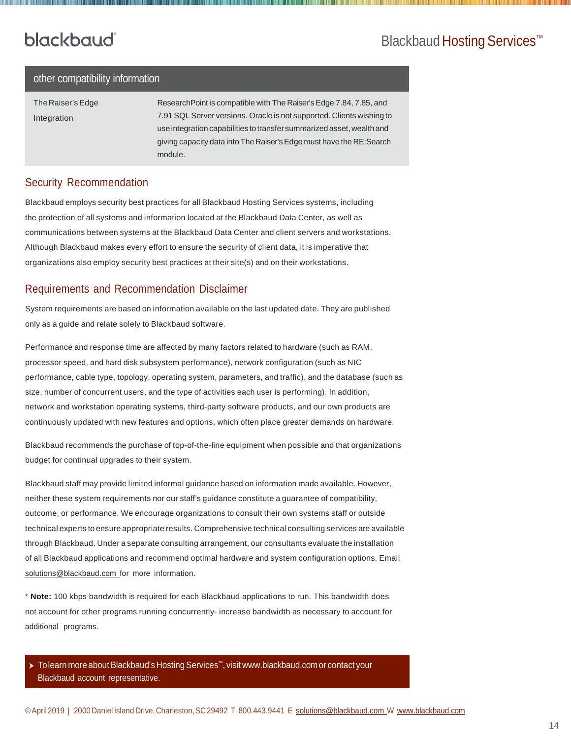## other compatibility information

| | |
|---|---|
| The Raiser's Edge Integration | ResearchPoint is compatible with The Raiser's Edge 7.84, 7.85, and 7.91 SQL Server versions. Oracle is not supported. Clients wishing to use integration capabilities to transfer summarized asset, wealth and giving capacity data into The Raiser's Edge must have the RE:Search module. |

## Security Recommendation

Blackbaud employs security best practices for all Blackbaud Hosting Services systems, including the protection of all systems and information located at the Blackbaud Data Center, as well as communications between systems at the Blackbaud Data Center and client servers and workstations. Although Blackbaud makes every effort to ensure the security of client data, it is imperative that organizations also employ security best practices at their site(s) and on their workstations.

## Requirements and Recommendation Disclaimer

System requirements are based on information available on the last updated date. They are published only as a guide and relate solely to Blackbaud software.

Performance and response time are affected by many factors related to hardware (such as RAM, processor speed, and hard disk subsystem performance), network configuration (such as NIC performance, cable type, topology, operating system, parameters, and traffic), and the database (such as size, number of concurrent users, and the type of activities each user is performing). In addition, network and workstation operating systems, third-party software products, and our own products are continuously updated with new features and options, which often place greater demands on hardware.

Blackbaud recommends the purchase of top-of-the-line equipment when possible and that organizations budget for continual upgrades to their system.

Blackbaud staff may provide limited informal guidance based on information made available. However, neither these system requirements nor our staff's guidance constitute a guarantee of compatibility, outcome, or performance. We encourage organizations to consult their own systems staff or outside technical experts to ensure appropriate results. Comprehensive technical consulting services are available through Blackbaud. Under a separate consulting arrangement, our consultants evaluate the installation of all Blackbaud applications and recommend optimal hardware and system configuration options. Email solutions@blackbaud.com for more information.

* **Note:** 100 kbps bandwidth is required for each Blackbaud applications to run. This bandwidth does not account for other programs running concurrently- increase bandwidth as necessary to account for additional programs.

- To learn more about Blackbaud's Hosting Services™, visit www.blackbaud.com or contact your Blackbaud account representative.

© April 2019 | 2000 Daniel Island Drive, Charleston, SC 29492 T 800.443.9441 E solutions@blackbaud.com W www.blackbaud.com